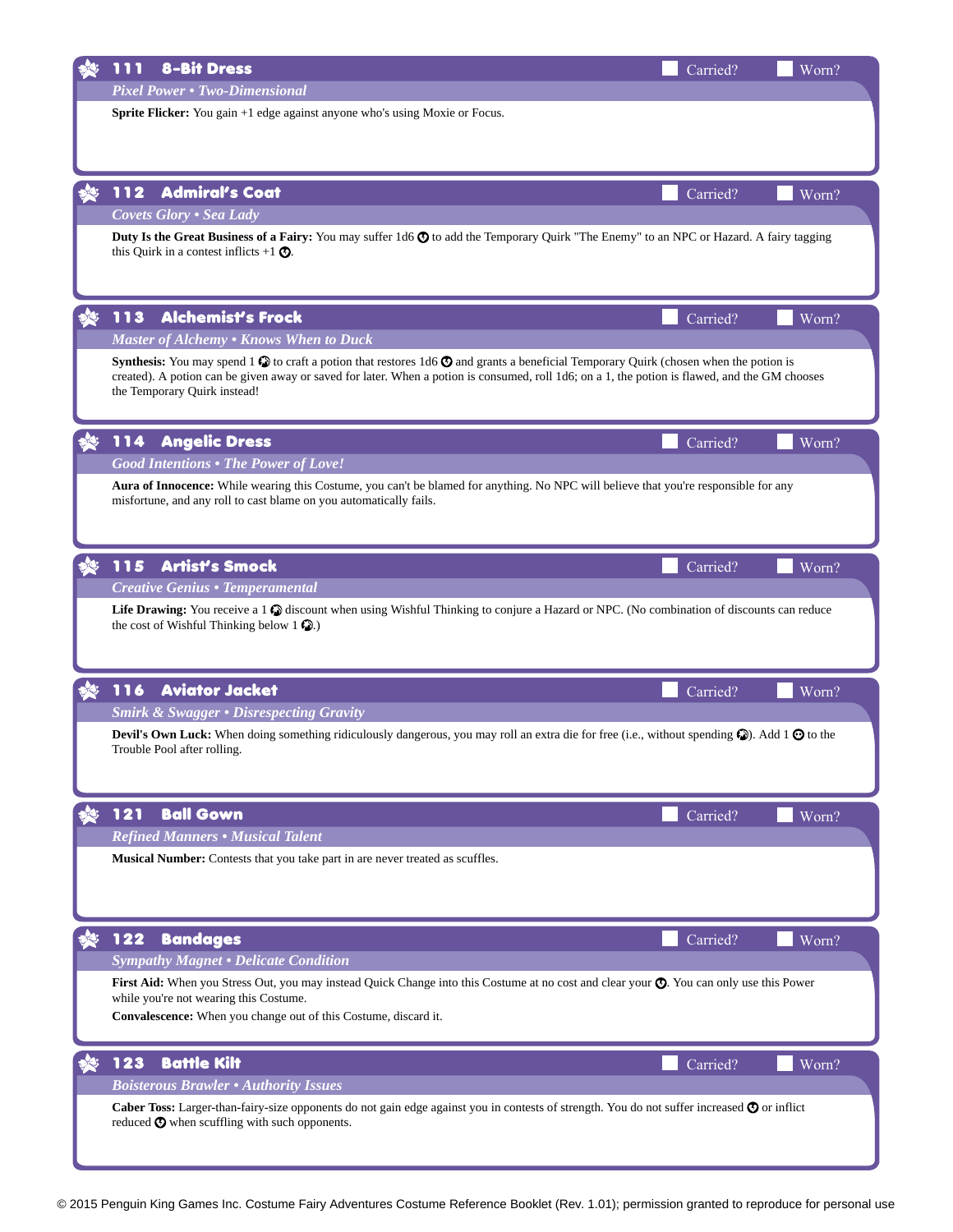## 111 8-Bit Dress

Carried? Worn?

*Pixel Power • Two-Dimensional*

**Sprite Flicker:** You gain +1 edge against anyone who's using Moxie or Focus.

## 112 Admiral's Coat

Carried? Worn?

*Covets Glory • Sea Lady*

**Duty Is the Great Business of a Fairy:** You may suffer 1d6 ⊙ to add the Temporary Quirk "The Enemy" to an NPC or Hazard. A fairy tagging this Quirk in a contest inflicts +1 ⊙.

## 113 Alchemist's Frock

Carried? Worn?

*Master of Alchemy • Knows When to Duck*

**Synthesis:** You may spend 1 ✿ to craft a potion that restores 1d6 ⊙ and grants a beneficial Temporary Quirk (chosen when the potion is created). A potion can be given away or saved for later. When a potion is consumed, roll 1d6; on a 1, the potion is flawed, and the GM chooses the Temporary Quirk instead!

## 114 Angelic Dress

Carried? Worn?

*Good Intentions • The Power of Love!*

**Aura of Innocence:** While wearing this Costume, you can't be blamed for anything. No NPC will believe that you're responsible for any misfortune, and any roll to cast blame on you automatically fails.

## 115 Artist's Smock

Carried? Worn?

*Creative Genius • Temperamental*

**Life Drawing:** You receive a 1 ✿ discount when using Wishful Thinking to conjure a Hazard or NPC. (No combination of discounts can reduce the cost of Wishful Thinking below 1 ✿.)

## 116 Aviator Jacket

Carried? Worn?

*Smirk & Swagger • Disrespecting Gravity*

**Devil's Own Luck:** When doing something ridiculously dangerous, you may roll an extra die for free (i.e., without spending ✿). Add 1 ⊙ to the Trouble Pool after rolling.

## 121 Ball Gown

Carried? Worn?

*Refined Manners • Musical Talent*

**Musical Number:** Contests that you take part in are never treated as scuffles.

## 122 Bandages

Carried? Worn?

*Sympathy Magnet • Delicate Condition*

**First Aid:** When you Stress Out, you may instead Quick Change into this Costume at no cost and clear your ⊙. You can only use this Power while you're not wearing this Costume.

**Convalescence:** When you change out of this Costume, discard it.

## 123 Battle Kilt

Carried? Worn?

*Boisterous Brawler • Authority Issues*

**Caber Toss:** Larger-than-fairy-size opponents do not gain edge against you in contests of strength. You do not suffer increased ⊙ or inflict reduced ⊙ when scuffling with such opponents.

© 2015 Penguin King Games Inc. Costume Fairy Adventures Costume Reference Booklet (Rev. 1.01); permission granted to reproduce for personal use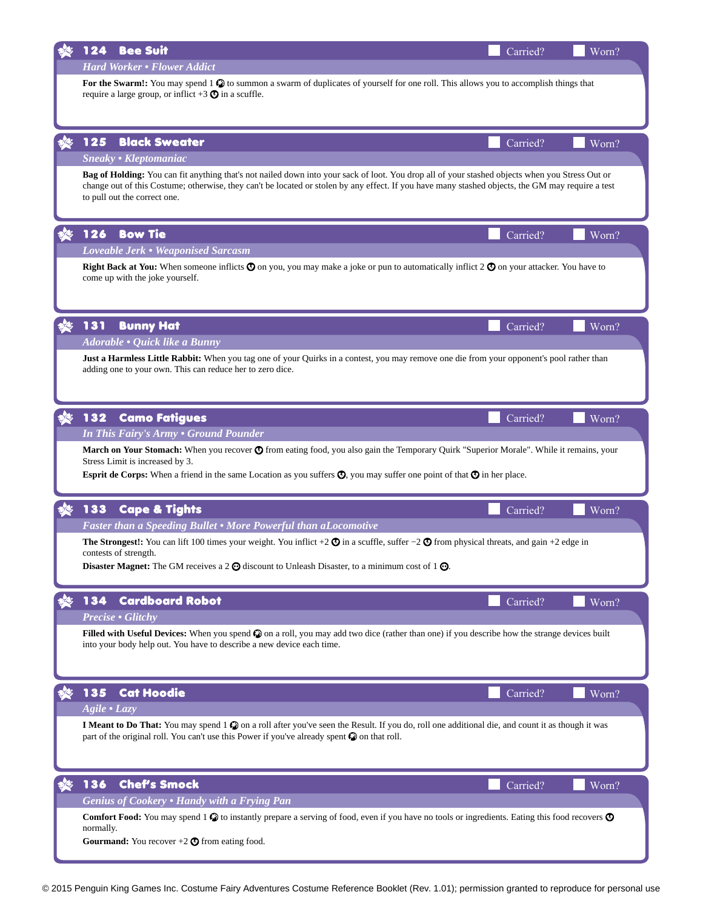## 124 Bee Suit

☐ Carried? ☐ Worn?

*Hard Worker • Flower Addict*

**For the Swarm!:** You may spend 1 ✿ to summon a swarm of duplicates of yourself for one roll. This allows you to accomplish things that require a large group, or inflict +3 ☹ in a scuffle.

## 125 Black Sweater

☐ Carried? ☐ Worn?

*Sneaky • Kleptomaniac*

**Bag of Holding:** You can fit anything that's not nailed down into your sack of loot. You drop all of your stashed objects when you Stress Out or change out of this Costume; otherwise, they can't be located or stolen by any effect. If you have many stashed objects, the GM may require a test to pull out the correct one.

## 126 Bow Tie

☐ Carried? ☐ Worn?

*Loveable Jerk • Weaponised Sarcasm*

**Right Back at You:** When someone inflicts ☹ on you, you may make a joke or pun to automatically inflict 2 ☹ on your attacker. You have to come up with the joke yourself.

## 131 Bunny Hat

☐ Carried? ☐ Worn?

*Adorable • Quick like a Bunny*

**Just a Harmless Little Rabbit:** When you tag one of your Quirks in a contest, you may remove one die from your opponent's pool rather than adding one to your own. This can reduce her to zero dice.

## 132 Camo Fatigues

☐ Carried? ☐ Worn?

*In This Fairy's Army • Ground Pounder*

**March on Your Stomach:** When you recover ☹ from eating food, you also gain the Temporary Quirk "Superior Morale". While it remains, your Stress Limit is increased by 3.

**Esprit de Corps:** When a friend in the same Location as you suffers ☹, you may suffer one point of that ☹ in her place.

## 133 Cape & Tights

☐ Carried? ☐ Worn?

*Faster than a Speeding Bullet • More Powerful than aLocomotive*

**The Strongest!:** You can lift 100 times your weight. You inflict +2 ☹ in a scuffle, suffer −2 ☹ from physical threats, and gain +2 edge in contests of strength.

**Disaster Magnet:** The GM receives a 2 ☹ discount to Unleash Disaster, to a minimum cost of 1 ☹.

## 134 Cardboard Robot

☐ Carried? ☐ Worn?

*Precise • Glitchy*

**Filled with Useful Devices:** When you spend ✿ on a roll, you may add two dice (rather than one) if you describe how the strange devices built into your body help out. You have to describe a new device each time.

## 135 Cat Hoodie

☐ Carried? ☐ Worn?

*Agile • Lazy*

**I Meant to Do That:** You may spend 1 ✿ on a roll after you've seen the Result. If you do, roll one additional die, and count it as though it was part of the original roll. You can't use this Power if you've already spent ✿ on that roll.

## 136 Chef's Smock

☐ Carried? ☐ Worn?

*Genius of Cookery • Handy with a Frying Pan*

**Comfort Food:** You may spend 1 ✿ to instantly prepare a serving of food, even if you have no tools or ingredients. Eating this food recovers ☹ normally.

**Gourmand:** You recover +2 ☹ from eating food.

© 2015 Penguin King Games Inc. Costume Fairy Adventures Costume Reference Booklet (Rev. 1.01); permission granted to reproduce for personal use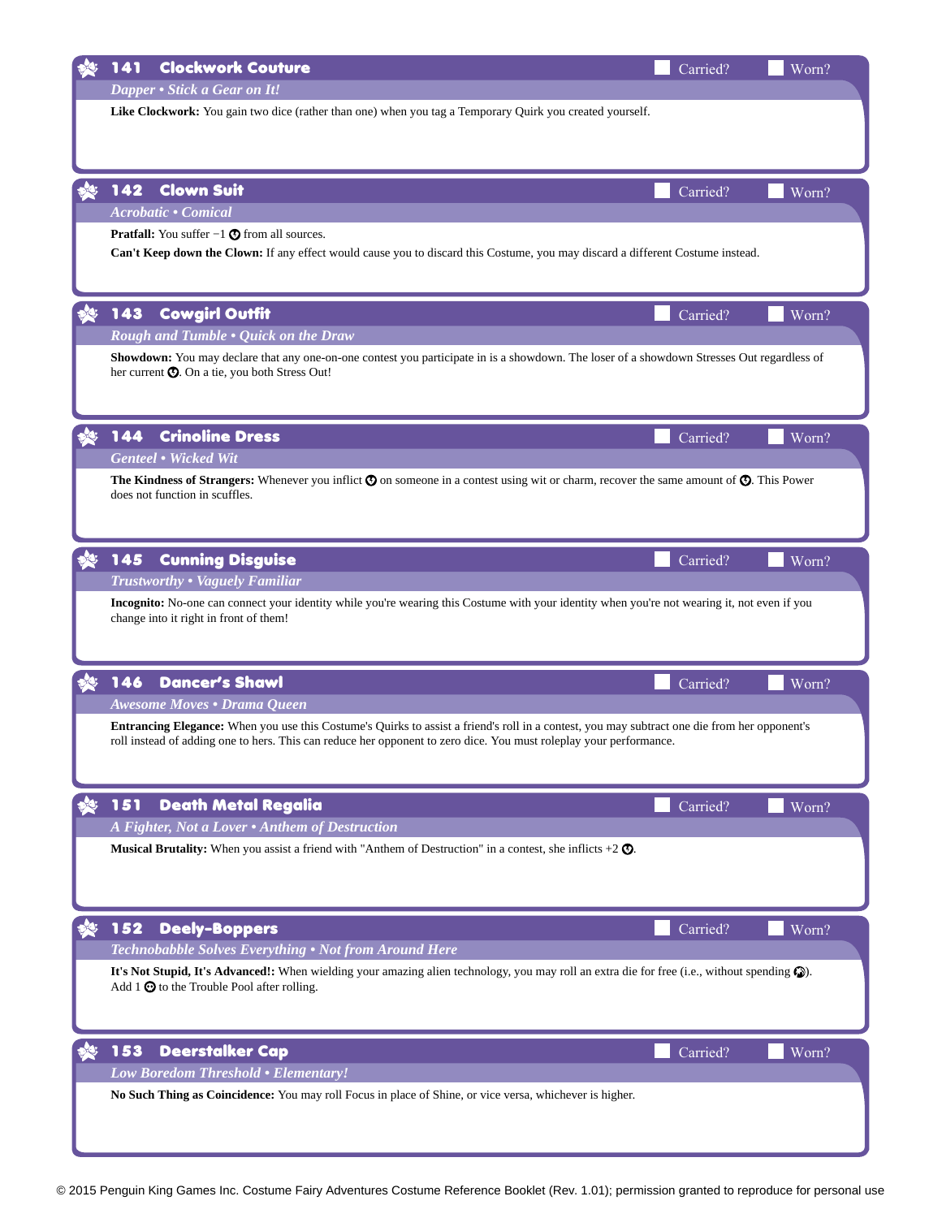## 141 Clockwork Couture

Carried? Worn?

*Dapper • Stick a Gear on It!*

**Like Clockwork:** You gain two dice (rather than one) when you tag a Temporary Quirk you created yourself.

## 142 Clown Suit

Carried? Worn?

*Acrobatic • Comical*

**Pratfall:** You suffer −1 ☹ from all sources.

**Can't Keep down the Clown:** If any effect would cause you to discard this Costume, you may discard a different Costume instead.

## 143 Cowgirl Outfit

Carried? Worn?

*Rough and Tumble • Quick on the Draw*

**Showdown:** You may declare that any one-on-one contest you participate in is a showdown. The loser of a showdown Stresses Out regardless of her current ☹. On a tie, you both Stress Out!

## 144 Crinoline Dress

Carried? Worn?

*Genteel • Wicked Wit*

**The Kindness of Strangers:** Whenever you inflict ☹ on someone in a contest using wit or charm, recover the same amount of ☹. This Power does not function in scuffles.

## 145 Cunning Disguise

Carried? Worn?

*Trustworthy • Vaguely Familiar*

**Incognito:** No-one can connect your identity while you're wearing this Costume with your identity when you're not wearing it, not even if you change into it right in front of them!

## 146 Dancer's Shawl

Carried? Worn?

*Awesome Moves • Drama Queen*

**Entrancing Elegance:** When you use this Costume's Quirks to assist a friend's roll in a contest, you may subtract one die from her opponent's roll instead of adding one to hers. This can reduce her opponent to zero dice. You must roleplay your performance.

## 151 Death Metal Regalia

Carried? Worn?

*A Fighter, Not a Lover • Anthem of Destruction*

**Musical Brutality:** When you assist a friend with "Anthem of Destruction" in a contest, she inflicts +2 ☹.

## 152 Deely-Boppers

Carried? Worn?

*Technobabble Solves Everything • Not from Around Here*

**It's Not Stupid, It's Advanced!:** When wielding your amazing alien technology, you may roll an extra die for free (i.e., without spending ☺). Add 1 ☹ to the Trouble Pool after rolling.

## 153 Deerstalker Cap

Carried? Worn?

*Low Boredom Threshold • Elementary!*

**No Such Thing as Coincidence:** You may roll Focus in place of Shine, or vice versa, whichever is higher.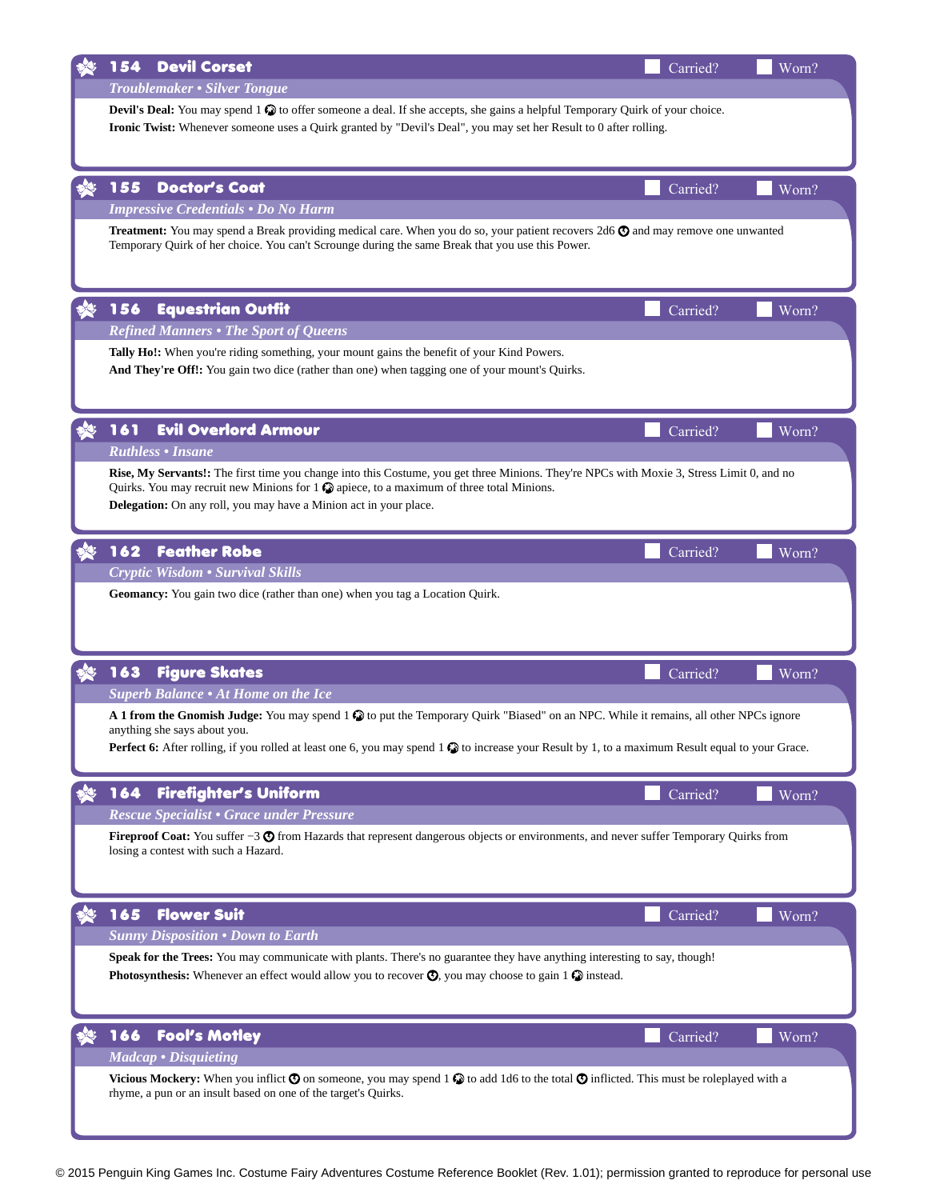## 154 Devil Corset

Carried? Worn?

*Troublemaker • Silver Tongue*

**Devil's Deal:** You may spend 1 ✪ to offer someone a deal. If she accepts, she gains a helpful Temporary Quirk of your choice.

**Ironic Twist:** Whenever someone uses a Quirk granted by "Devil's Deal", you may set her Result to 0 after rolling.

## 155 Doctor's Coat

Carried? Worn?

*Impressive Credentials • Do No Harm*

**Treatment:** You may spend a Break providing medical care. When you do so, your patient recovers 2d6 ♥ and may remove one unwanted Temporary Quirk of her choice. You can't Scrounge during the same Break that you use this Power.

## 156 Equestrian Outfit

Carried? Worn?

*Refined Manners • The Sport of Queens*

**Tally Ho!:** When you're riding something, your mount gains the benefit of your Kind Powers.

**And They're Off!:** You gain two dice (rather than one) when tagging one of your mount's Quirks.

## 161 Evil Overlord Armour

Carried? Worn?

*Ruthless • Insane*

**Rise, My Servants!:** The first time you change into this Costume, you get three Minions. They're NPCs with Moxie 3, Stress Limit 0, and no Quirks. You may recruit new Minions for 1 ✪ apiece, to a maximum of three total Minions.

**Delegation:** On any roll, you may have a Minion act in your place.

## 162 Feather Robe

Carried? Worn?

*Cryptic Wisdom • Survival Skills*

**Geomancy:** You gain two dice (rather than one) when you tag a Location Quirk.

## 163 Figure Skates

Carried? Worn?

*Superb Balance • At Home on the Ice*

**A 1 from the Gnomish Judge:** You may spend 1 ✪ to put the Temporary Quirk "Biased" on an NPC. While it remains, all other NPCs ignore anything she says about you.

**Perfect 6:** After rolling, if you rolled at least one 6, you may spend 1 ✪ to increase your Result by 1, to a maximum Result equal to your Grace.

## 164 Firefighter's Uniform

Carried? Worn?

*Rescue Specialist • Grace under Pressure*

**Fireproof Coat:** You suffer −3 ♥ from Hazards that represent dangerous objects or environments, and never suffer Temporary Quirks from losing a contest with such a Hazard.

## 165 Flower Suit

Carried? Worn?

*Sunny Disposition • Down to Earth*

**Speak for the Trees:** You may communicate with plants. There's no guarantee they have anything interesting to say, though!

**Photosynthesis:** Whenever an effect would allow you to recover ♥, you may choose to gain 1 ✪ instead.

## 166 Fool's Motley

Carried? Worn?

*Madcap • Disquieting*

**Vicious Mockery:** When you inflict ♥ on someone, you may spend 1 ✪ to add 1d6 to the total ♥ inflicted. This must be roleplayed with a rhyme, a pun or an insult based on one of the target's Quirks.

© 2015 Penguin King Games Inc. Costume Fairy Adventures Costume Reference Booklet (Rev. 1.01); permission granted to reproduce for personal use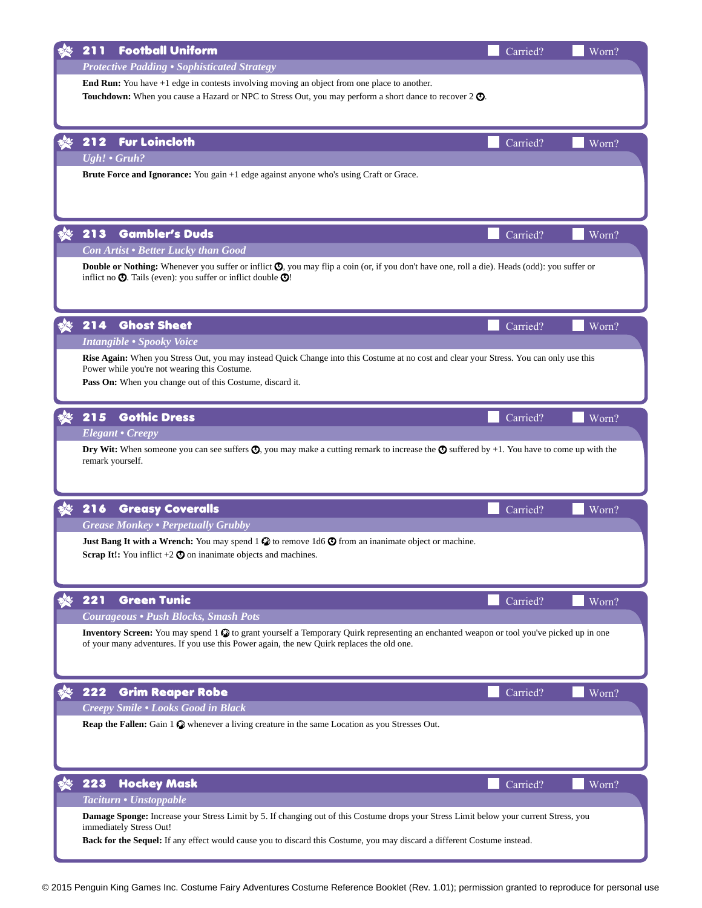## 211 Football Uniform

Carried? Worn?

*Protective Padding • Sophisticated Strategy*

**End Run:** You have +1 edge in contests involving moving an object from one place to another.

**Touchdown:** When you cause a Hazard or NPC to Stress Out, you may perform a short dance to recover 2 ☹.

## 212 Fur Loincloth

Carried? Worn?

*Ugh! • Gruh?*

**Brute Force and Ignorance:** You gain +1 edge against anyone who's using Craft or Grace.

## 213 Gambler's Duds

Carried? Worn?

*Con Artist • Better Lucky than Good*

**Double or Nothing:** Whenever you suffer or inflict ☹, you may flip a coin (or, if you don't have one, roll a die). Heads (odd): you suffer or inflict no ☹. Tails (even): you suffer or inflict double ☹!

## 214 Ghost Sheet

Carried? Worn?

*Intangible • Spooky Voice*

**Rise Again:** When you Stress Out, you may instead Quick Change into this Costume at no cost and clear your Stress. You can only use this Power while you're not wearing this Costume.

**Pass On:** When you change out of this Costume, discard it.

## 215 Gothic Dress

Carried? Worn?

*Elegant • Creepy*

**Dry Wit:** When someone you can see suffers ☹, you may make a cutting remark to increase the ☹ suffered by +1. You have to come up with the remark yourself.

## 216 Greasy Coveralls

Carried? Worn?

*Grease Monkey • Perpetually Grubby*

**Just Bang It with a Wrench:** You may spend 1 ✪ to remove 1d6 ☹ from an inanimate object or machine.

**Scrap It!:** You inflict +2 ☹ on inanimate objects and machines.

## 221 Green Tunic

Carried? Worn?

*Courageous • Push Blocks, Smash Pots*

**Inventory Screen:** You may spend 1 ✪ to grant yourself a Temporary Quirk representing an enchanted weapon or tool you've picked up in one of your many adventures. If you use this Power again, the new Quirk replaces the old one.

## 222 Grim Reaper Robe

Carried? Worn?

*Creepy Smile • Looks Good in Black*

**Reap the Fallen:** Gain 1 ✪ whenever a living creature in the same Location as you Stresses Out.

## 223 Hockey Mask

Carried? Worn?

*Taciturn • Unstoppable*

**Damage Sponge:** Increase your Stress Limit by 5. If changing out of this Costume drops your Stress Limit below your current Stress, you immediately Stress Out!

**Back for the Sequel:** If any effect would cause you to discard this Costume, you may discard a different Costume instead.

© 2015 Penguin King Games Inc. Costume Fairy Adventures Costume Reference Booklet (Rev. 1.01); permission granted to reproduce for personal use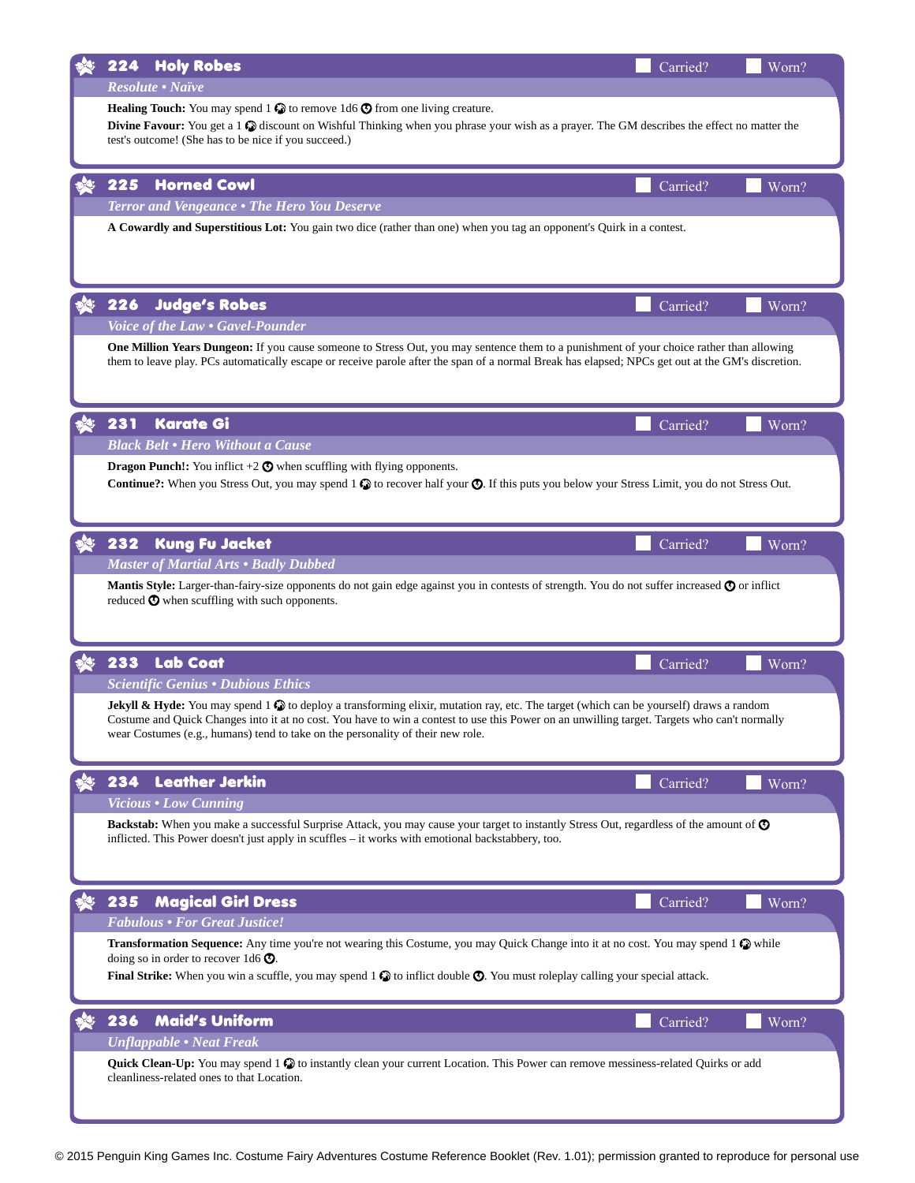## 224 Holy Robes

☐ Carried? ☐ Worn?

*Resolute • Naïve*

**Healing Touch:** You may spend 1 ✪ to remove 1d6 ✪ from one living creature.

**Divine Favour:** You get a 1 ✪ discount on Wishful Thinking when you phrase your wish as a prayer. The GM describes the effect no matter the test's outcome! (She has to be nice if you succeed.)

## 225 Horned Cowl

☐ Carried? ☐ Worn?

*Terror and Vengeance • The Hero You Deserve*

**A Cowardly and Superstitious Lot:** You gain two dice (rather than one) when you tag an opponent's Quirk in a contest.

## 226 Judge's Robes

☐ Carried? ☐ Worn?

*Voice of the Law • Gavel-Pounder*

**One Million Years Dungeon:** If you cause someone to Stress Out, you may sentence them to a punishment of your choice rather than allowing them to leave play. PCs automatically escape or receive parole after the span of a normal Break has elapsed; NPCs get out at the GM's discretion.

## 231 Karate Gi

☐ Carried? ☐ Worn?

*Black Belt • Hero Without a Cause*

**Dragon Punch!:** You inflict +2 ✪ when scuffling with flying opponents.

**Continue?:** When you Stress Out, you may spend 1 ✪ to recover half your ✪. If this puts you below your Stress Limit, you do not Stress Out.

## 232 Kung Fu Jacket

☐ Carried? ☐ Worn?

*Master of Martial Arts • Badly Dubbed*

**Mantis Style:** Larger-than-fairy-size opponents do not gain edge against you in contests of strength. You do not suffer increased ✪ or inflict reduced ✪ when scuffling with such opponents.

## 233 Lab Coat

☐ Carried? ☐ Worn?

*Scientific Genius • Dubious Ethics*

**Jekyll & Hyde:** You may spend 1 ✪ to deploy a transforming elixir, mutation ray, etc. The target (which can be yourself) draws a random Costume and Quick Changes into it at no cost. You have to win a contest to use this Power on an unwilling target. Targets who can't normally wear Costumes (e.g., humans) tend to take on the personality of their new role.

## 234 Leather Jerkin

☐ Carried? ☐ Worn?

*Vicious • Low Cunning*

**Backstab:** When you make a successful Surprise Attack, you may cause your target to instantly Stress Out, regardless of the amount of ✪ inflicted. This Power doesn't just apply in scuffles – it works with emotional backstabbery, too.

## 235 Magical Girl Dress

☐ Carried? ☐ Worn?

*Fabulous • For Great Justice!*

**Transformation Sequence:** Any time you're not wearing this Costume, you may Quick Change into it at no cost. You may spend 1 ✪ while doing so in order to recover 1d6 ✪.

**Final Strike:** When you win a scuffle, you may spend 1 ✪ to inflict double ✪. You must roleplay calling your special attack.

## 236 Maid's Uniform

☐ Carried? ☐ Worn?

*Unflappable • Neat Freak*

**Quick Clean-Up:** You may spend 1 ✪ to instantly clean your current Location. This Power can remove messiness-related Quirks or add cleanliness-related ones to that Location.

© 2015 Penguin King Games Inc. Costume Fairy Adventures Costume Reference Booklet (Rev. 1.01); permission granted to reproduce for personal use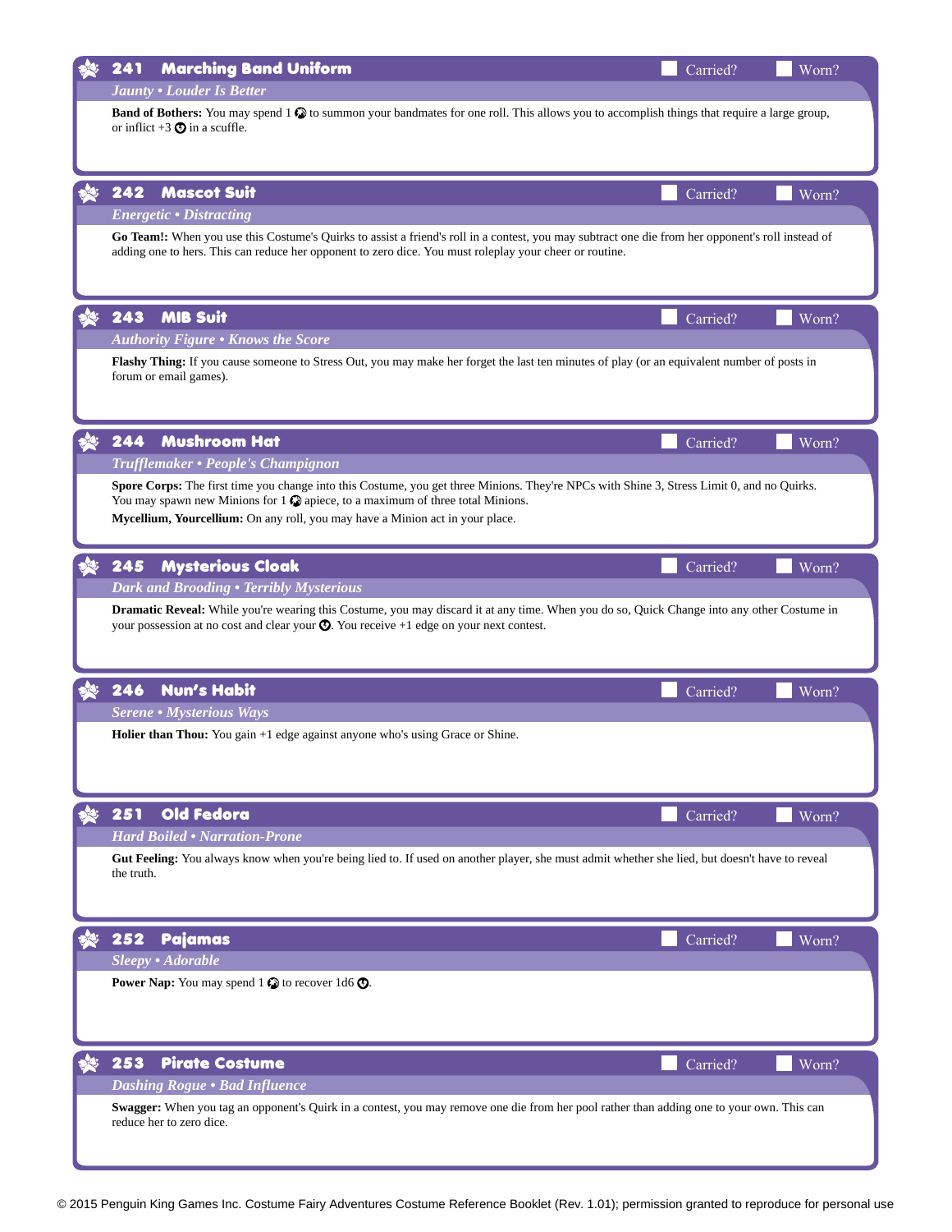## 241 Marching Band Uniform

☐ Carried? ☐ Worn?

*Jaunty • Louder Is Better*

**Band of Bothers:** You may spend 1 to summon your bandmates for one roll. This allows you to accomplish things that require a large group, or inflict +3 in a scuffle.

## 242 Mascot Suit

☐ Carried? ☐ Worn?

*Energetic • Distracting*

**Go Team!:** When you use this Costume's Quirks to assist a friend's roll in a contest, you may subtract one die from her opponent's roll instead of adding one to hers. This can reduce her opponent to zero dice. You must roleplay your cheer or routine.

## 243 MIB Suit

☐ Carried? ☐ Worn?

*Authority Figure • Knows the Score*

**Flashy Thing:** If you cause someone to Stress Out, you may make her forget the last ten minutes of play (or an equivalent number of posts in forum or email games).

## 244 Mushroom Hat

☐ Carried? ☐ Worn?

*Trufflemaker • People's Champignon*

**Spore Corps:** The first time you change into this Costume, you get three Minions. They're NPCs with Shine 3, Stress Limit 0, and no Quirks. You may spawn new Minions for 1 apiece, to a maximum of three total Minions.

**Mycellium, Yourcellium:** On any roll, you may have a Minion act in your place.

## 245 Mysterious Cloak

☐ Carried? ☐ Worn?

*Dark and Brooding • Terribly Mysterious*

**Dramatic Reveal:** While you're wearing this Costume, you may discard it at any time. When you do so, Quick Change into any other Costume in your possession at no cost and clear your . You receive +1 edge on your next contest.

## 246 Nun's Habit

☐ Carried? ☐ Worn?

*Serene • Mysterious Ways*

**Holier than Thou:** You gain +1 edge against anyone who's using Grace or Shine.

## 251 Old Fedora

☐ Carried? ☐ Worn?

*Hard Boiled • Narration-Prone*

**Gut Feeling:** You always know when you're being lied to. If used on another player, she must admit whether she lied, but doesn't have to reveal the truth.

## 252 Pajamas

☐ Carried? ☐ Worn?

*Sleepy • Adorable*

**Power Nap:** You may spend 1 to recover 1d6 .

## 253 Pirate Costume

☐ Carried? ☐ Worn?

*Dashing Rogue • Bad Influence*

**Swagger:** When you tag an opponent's Quirk in a contest, you may remove one die from her pool rather than adding one to your own. This can reduce her to zero dice.

© 2015 Penguin King Games Inc. Costume Fairy Adventures Costume Reference Booklet (Rev. 1.01); permission granted to reproduce for personal use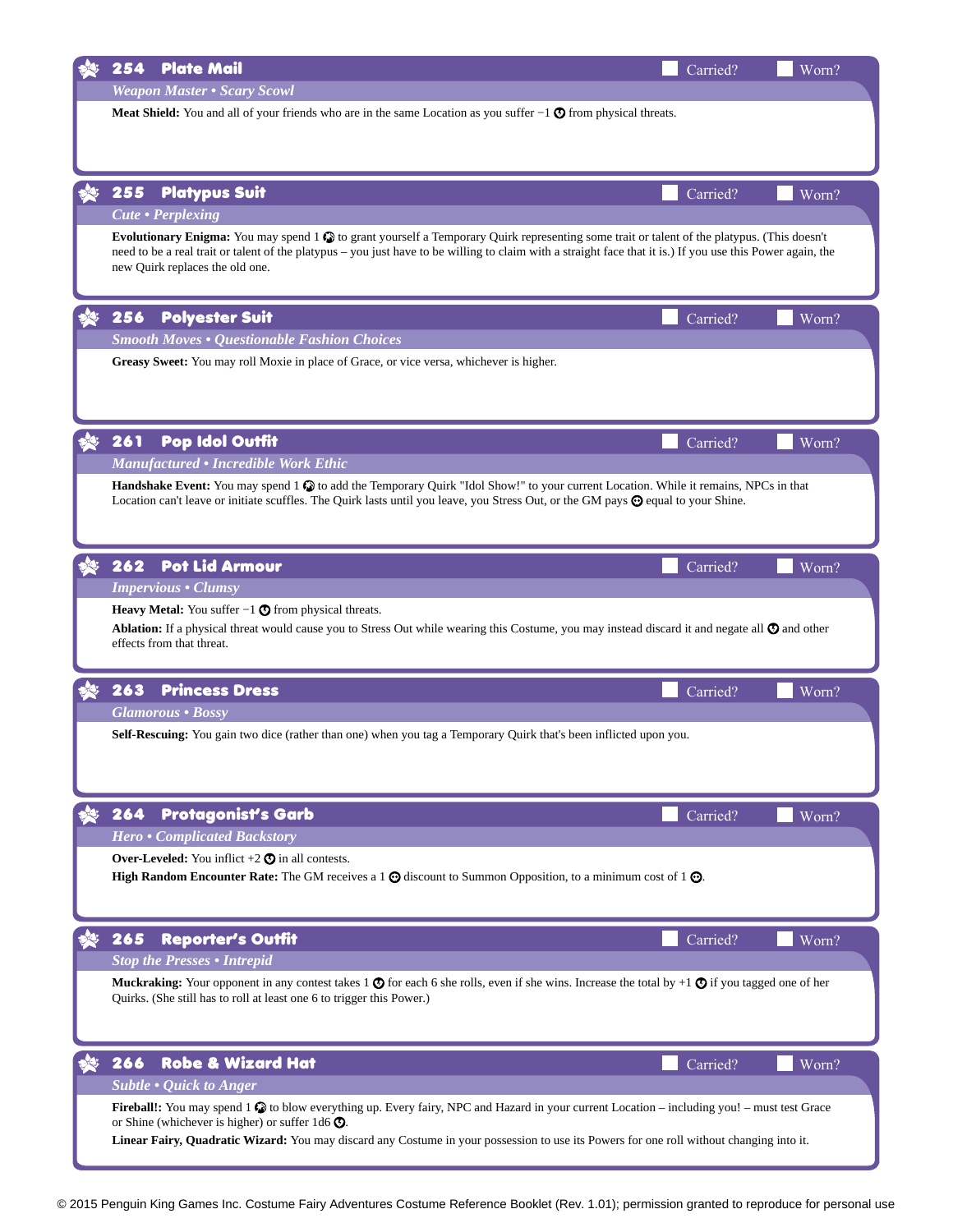## 254 Plate Mail

Carried? Worn?

*Weapon Master • Scary Scowl*

**Meat Shield:** You and all of your friends who are in the same Location as you suffer −1 ⊙ from physical threats.

## 255 Platypus Suit

Carried? Worn?

*Cute • Perplexing*

**Evolutionary Enigma:** You may spend 1 ⊙ to grant yourself a Temporary Quirk representing some trait or talent of the platypus. (This doesn't need to be a real trait or talent of the platypus – you just have to be willing to claim with a straight face that it is.) If you use this Power again, the new Quirk replaces the old one.

## 256 Polyester Suit

Carried? Worn?

*Smooth Moves • Questionable Fashion Choices*

**Greasy Sweet:** You may roll Moxie in place of Grace, or vice versa, whichever is higher.

## 261 Pop Idol Outfit

Carried? Worn?

*Manufactured • Incredible Work Ethic*

**Handshake Event:** You may spend 1 ⊙ to add the Temporary Quirk "Idol Show!" to your current Location. While it remains, NPCs in that Location can't leave or initiate scuffles. The Quirk lasts until you leave, you Stress Out, or the GM pays ⊙ equal to your Shine.

## 262 Pot Lid Armour

Carried? Worn?

*Impervious • Clumsy*

**Heavy Metal:** You suffer −1 ⊙ from physical threats.

**Ablation:** If a physical threat would cause you to Stress Out while wearing this Costume, you may instead discard it and negate all ⊙ and other effects from that threat.

## 263 Princess Dress

Carried? Worn?

*Glamorous • Bossy*

**Self-Rescuing:** You gain two dice (rather than one) when you tag a Temporary Quirk that's been inflicted upon you.

## 264 Protagonist's Garb

Carried? Worn?

*Hero • Complicated Backstory*

**Over-Leveled:** You inflict +2 ⊙ in all contests.

**High Random Encounter Rate:** The GM receives a 1 ⊙ discount to Summon Opposition, to a minimum cost of 1 ⊙.

## 265 Reporter's Outfit

Carried? Worn?

*Stop the Presses • Intrepid*

**Muckraking:** Your opponent in any contest takes 1 ⊙ for each 6 she rolls, even if she wins. Increase the total by +1 ⊙ if you tagged one of her Quirks. (She still has to roll at least one 6 to trigger this Power.)

## 266 Robe & Wizard Hat

Carried? Worn?

*Subtle • Quick to Anger*

**Fireball!:** You may spend 1 ⊙ to blow everything up. Every fairy, NPC and Hazard in your current Location – including you! – must test Grace or Shine (whichever is higher) or suffer 1d6 ⊙.

**Linear Fairy, Quadratic Wizard:** You may discard any Costume in your possession to use its Powers for one roll without changing into it.

© 2015 Penguin King Games Inc. Costume Fairy Adventures Costume Reference Booklet (Rev. 1.01); permission granted to reproduce for personal use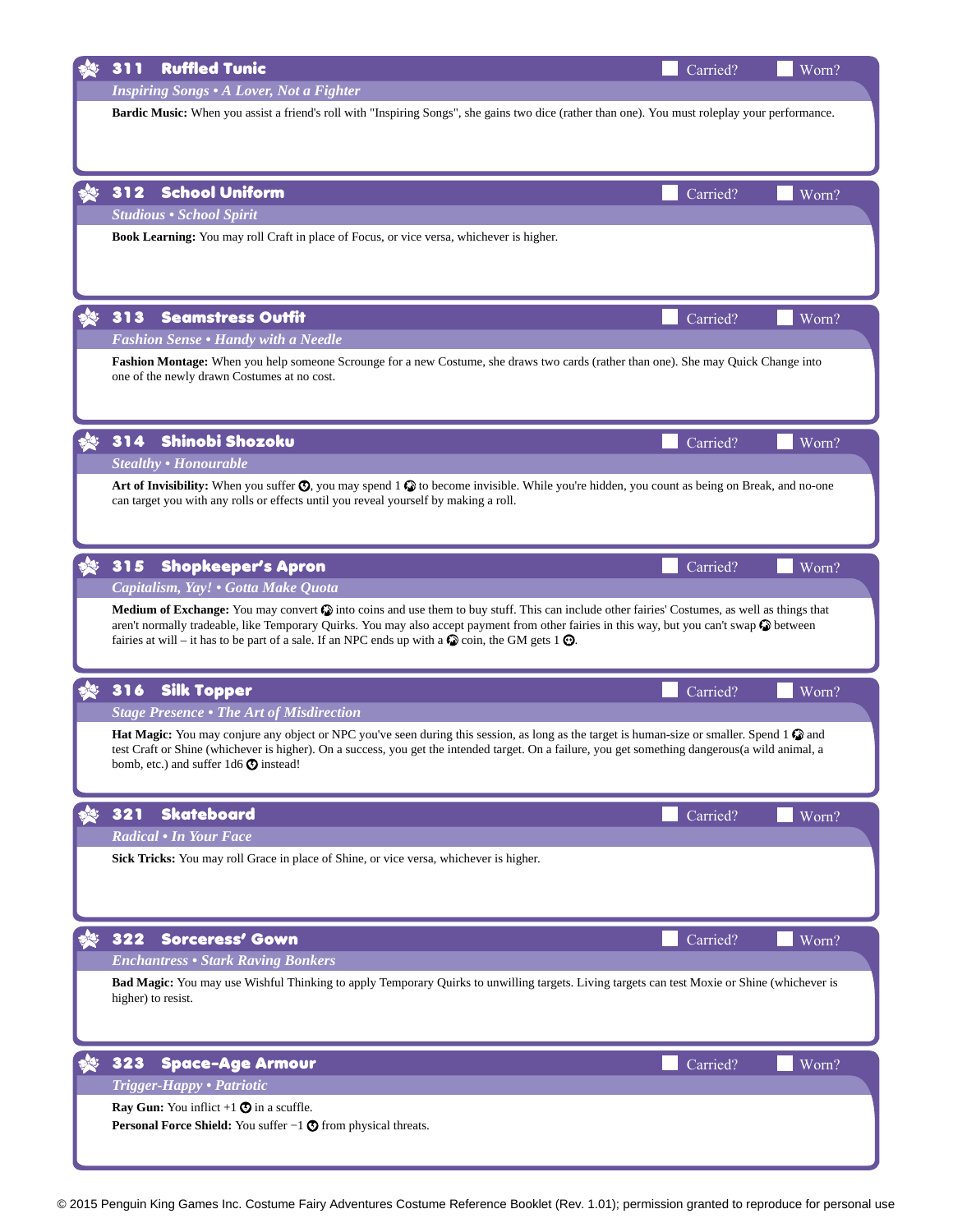## 311 Ruffled Tunic

Carried? ☐ Worn? ☐

*Inspiring Songs • A Lover, Not a Fighter*

**Bardic Music:** When you assist a friend's roll with "Inspiring Songs", she gains two dice (rather than one). You must roleplay your performance.

## 312 School Uniform

Carried? ☐ Worn? ☐

*Studious • School Spirit*

**Book Learning:** You may roll Craft in place of Focus, or vice versa, whichever is higher.

## 313 Seamstress Outfit

Carried? ☐ Worn? ☐

*Fashion Sense • Handy with a Needle*

**Fashion Montage:** When you help someone Scrounge for a new Costume, she draws two cards (rather than one). She may Quick Change into one of the newly drawn Costumes at no cost.

## 314 Shinobi Shozoku

Carried? ☐ Worn? ☐

*Stealthy • Honourable*

**Art of Invisibility:** When you suffer ⊙, you may spend 1 ✪ to become invisible. While you're hidden, you count as being on Break, and no-one can target you with any rolls or effects until you reveal yourself by making a roll.

## 315 Shopkeeper's Apron

Carried? ☐ Worn? ☐

*Capitalism, Yay! • Gotta Make Quota*

**Medium of Exchange:** You may convert ✪ into coins and use them to buy stuff. This can include other fairies' Costumes, as well as things that aren't normally tradeable, like Temporary Quirks. You may also accept payment from other fairies in this way, but you can't swap ✪ between fairies at will – it has to be part of a sale. If an NPC ends up with a ✪ coin, the GM gets 1 ⊙.

## 316 Silk Topper

Carried? ☐ Worn? ☐

*Stage Presence • The Art of Misdirection*

**Hat Magic:** You may conjure any object or NPC you've seen during this session, as long as the target is human-size or smaller. Spend 1 ✪ and test Craft or Shine (whichever is higher). On a success, you get the intended target. On a failure, you get something dangerous(a wild animal, a bomb, etc.) and suffer 1d6 ⊙ instead!

## 321 Skateboard

Carried? ☐ Worn? ☐

*Radical • In Your Face*

**Sick Tricks:** You may roll Grace in place of Shine, or vice versa, whichever is higher.

## 322 Sorceress' Gown

Carried? ☐ Worn? ☐

*Enchantress • Stark Raving Bonkers*

**Bad Magic:** You may use Wishful Thinking to apply Temporary Quirks to unwilling targets. Living targets can test Moxie or Shine (whichever is higher) to resist.

## 323 Space-Age Armour

Carried? ☐ Worn? ☐

*Trigger-Happy • Patriotic*

**Ray Gun:** You inflict +1 ⊙ in a scuffle.
**Personal Force Shield:** You suffer −1 ⊙ from physical threats.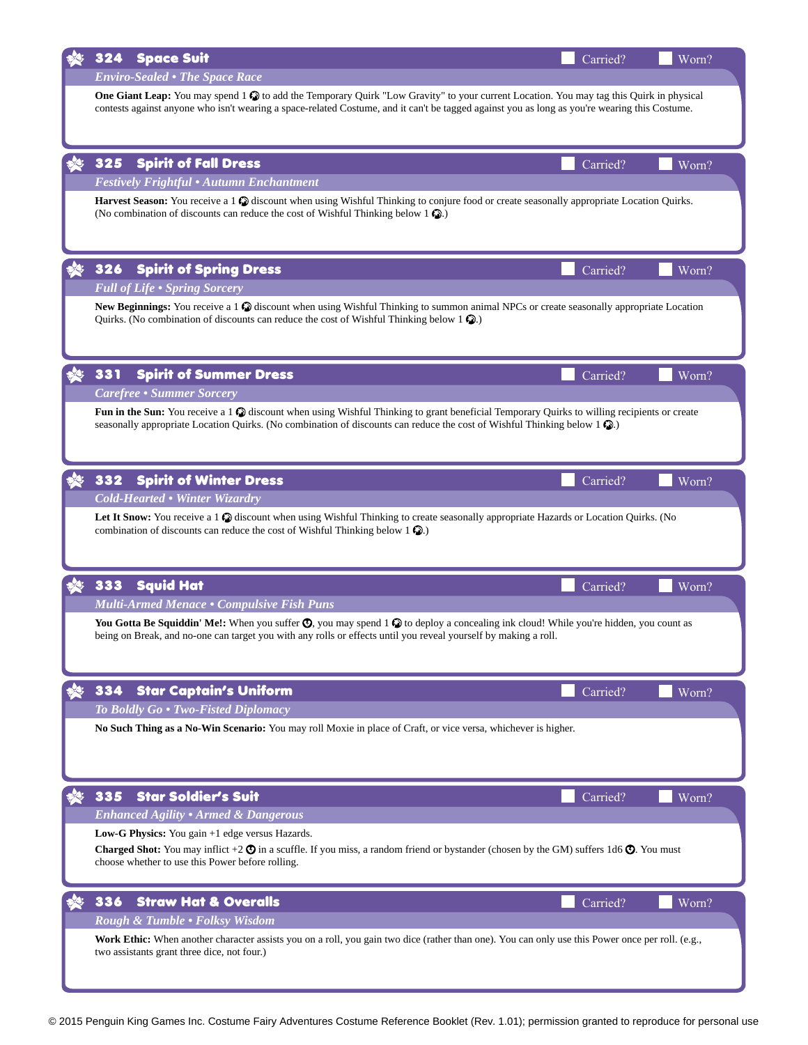## 324 Space Suit

☐ Carried? ☐ Worn?

*Enviro-Sealed • The Space Race*

**One Giant Leap:** You may spend 1 ✪ to add the Temporary Quirk "Low Gravity" to your current Location. You may tag this Quirk in physical contests against anyone who isn't wearing a space-related Costume, and it can't be tagged against you as long as you're wearing this Costume.

## 325 Spirit of Fall Dress

☐ Carried? ☐ Worn?

*Festively Frightful • Autumn Enchantment*

**Harvest Season:** You receive a 1 ✪ discount when using Wishful Thinking to conjure food or create seasonally appropriate Location Quirks. (No combination of discounts can reduce the cost of Wishful Thinking below 1 ✪.)

## 326 Spirit of Spring Dress

☐ Carried? ☐ Worn?

*Full of Life • Spring Sorcery*

**New Beginnings:** You receive a 1 ✪ discount when using Wishful Thinking to summon animal NPCs or create seasonally appropriate Location Quirks. (No combination of discounts can reduce the cost of Wishful Thinking below 1 ✪.)

## 331 Spirit of Summer Dress

☐ Carried? ☐ Worn?

*Carefree • Summer Sorcery*

**Fun in the Sun:** You receive a 1 ✪ discount when using Wishful Thinking to grant beneficial Temporary Quirks to willing recipients or create seasonally appropriate Location Quirks. (No combination of discounts can reduce the cost of Wishful Thinking below 1 ✪.)

## 332 Spirit of Winter Dress

☐ Carried? ☐ Worn?

*Cold-Hearted • Winter Wizardry*

**Let It Snow:** You receive a 1 ✪ discount when using Wishful Thinking to create seasonally appropriate Hazards or Location Quirks. (No combination of discounts can reduce the cost of Wishful Thinking below 1 ✪.)

## 333 Squid Hat

☐ Carried? ☐ Worn?

*Multi-Armed Menace • Compulsive Fish Puns*

**You Gotta Be Squiddin' Me!:** When you suffer ✪, you may spend 1 ✪ to deploy a concealing ink cloud! While you're hidden, you count as being on Break, and no-one can target you with any rolls or effects until you reveal yourself by making a roll.

## 334 Star Captain's Uniform

☐ Carried? ☐ Worn?

*To Boldly Go • Two-Fisted Diplomacy*

**No Such Thing as a No-Win Scenario:** You may roll Moxie in place of Craft, or vice versa, whichever is higher.

## 335 Star Soldier's Suit

☐ Carried? ☐ Worn?

*Enhanced Agility • Armed & Dangerous*

**Low-G Physics:** You gain +1 edge versus Hazards.

**Charged Shot:** You may inflict +2 ✪ in a scuffle. If you miss, a random friend or bystander (chosen by the GM) suffers 1d6 ✪. You must choose whether to use this Power before rolling.

## 336 Straw Hat & Overalls

☐ Carried? ☐ Worn?

*Rough & Tumble • Folksy Wisdom*

**Work Ethic:** When another character assists you on a roll, you gain two dice (rather than one). You can only use this Power once per roll. (e.g., two assistants grant three dice, not four.)

© 2015 Penguin King Games Inc. Costume Fairy Adventures Costume Reference Booklet (Rev. 1.01); permission granted to reproduce for personal use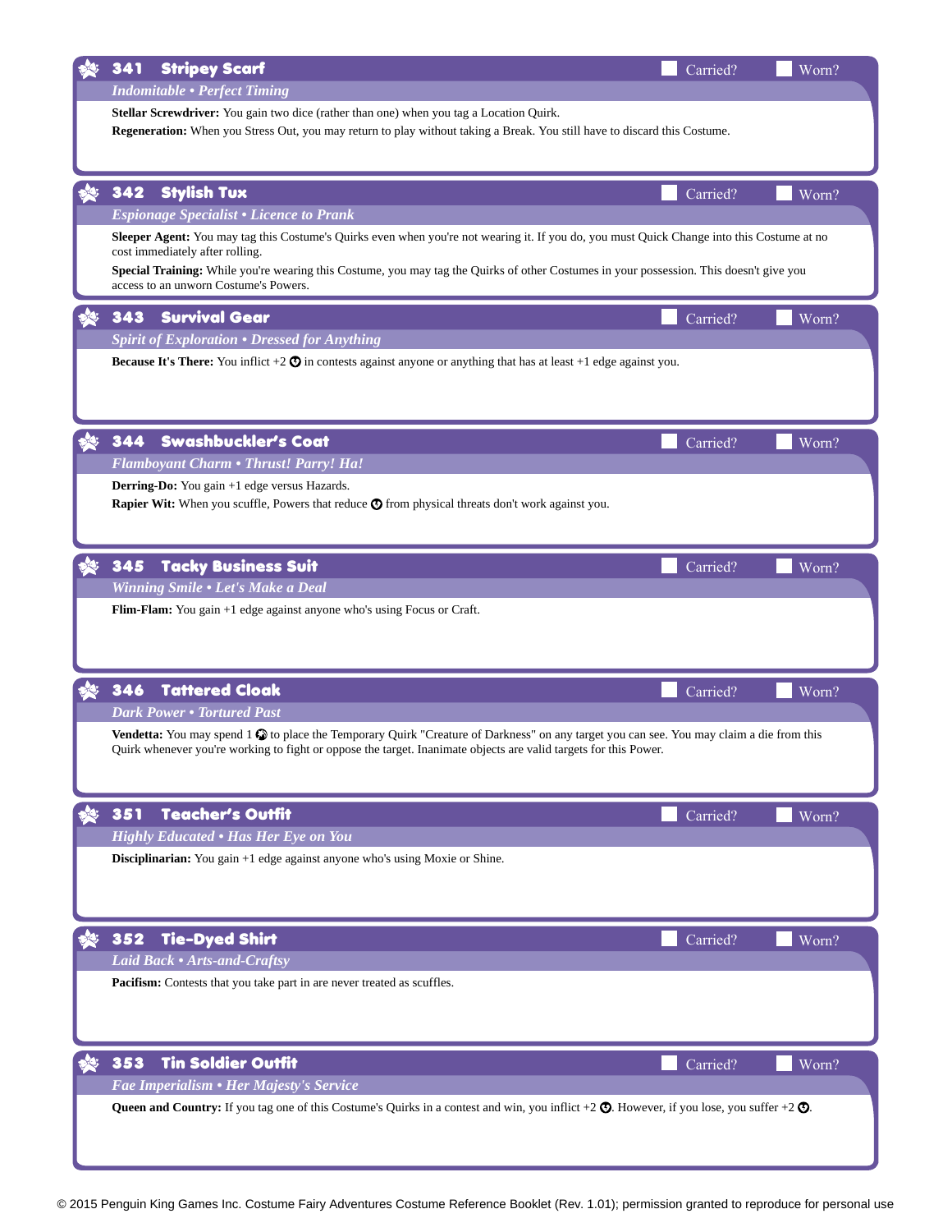## 341 Stripey Scarf

Carried? Worn?

*Indomitable • Perfect Timing*

**Stellar Screwdriver:** You gain two dice (rather than one) when you tag a Location Quirk.

**Regeneration:** When you Stress Out, you may return to play without taking a Break. You still have to discard this Costume.

## 342 Stylish Tux

Carried? Worn?

*Espionage Specialist • Licence to Prank*

**Sleeper Agent:** You may tag this Costume's Quirks even when you're not wearing it. If you do, you must Quick Change into this Costume at no cost immediately after rolling.

**Special Training:** While you're wearing this Costume, you may tag the Quirks of other Costumes in your possession. This doesn't give you access to an unworn Costume's Powers.

## 343 Survival Gear

Carried? Worn?

*Spirit of Exploration • Dressed for Anything*

**Because It's There:** You inflict +2 ☹ in contests against anyone or anything that has at least +1 edge against you.

## 344 Swashbuckler's Coat

Carried? Worn?

*Flamboyant Charm • Thrust! Parry! Ha!*

**Derring-Do:** You gain +1 edge versus Hazards.

**Rapier Wit:** When you scuffle, Powers that reduce ☹ from physical threats don't work against you.

## 345 Tacky Business Suit

Carried? Worn?

*Winning Smile • Let's Make a Deal*

**Flim-Flam:** You gain +1 edge against anyone who's using Focus or Craft.

## 346 Tattered Cloak

Carried? Worn?

*Dark Power • Tortured Past*

**Vendetta:** You may spend 1 ✪ to place the Temporary Quirk "Creature of Darkness" on any target you can see. You may claim a die from this Quirk whenever you're working to fight or oppose the target. Inanimate objects are valid targets for this Power.

## 351 Teacher's Outfit

Carried? Worn?

*Highly Educated • Has Her Eye on You*

**Disciplinarian:** You gain +1 edge against anyone who's using Moxie or Shine.

## 352 Tie-Dyed Shirt

Carried? Worn?

*Laid Back • Arts-and-Craftsy*

**Pacifism:** Contests that you take part in are never treated as scuffles.

## 353 Tin Soldier Outfit

Carried? Worn?

*Fae Imperialism • Her Majesty's Service*

**Queen and Country:** If you tag one of this Costume's Quirks in a contest and win, you inflict +2 ☹. However, if you lose, you suffer +2 ☹.

© 2015 Penguin King Games Inc. Costume Fairy Adventures Costume Reference Booklet (Rev. 1.01); permission granted to reproduce for personal use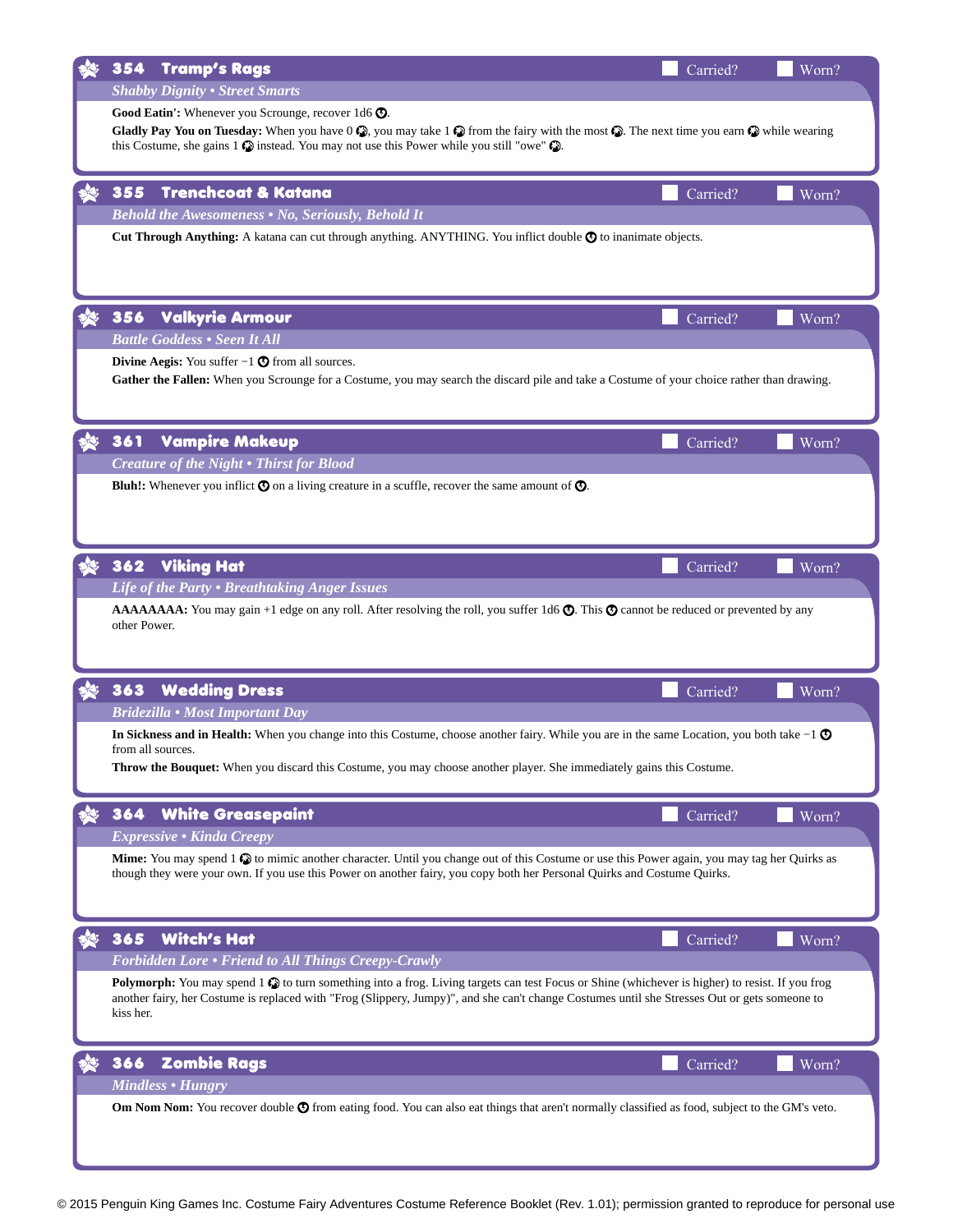## 354 Tramp's Rags

Carried? Worn?

*Shabby Dignity • Street Smarts*

**Good Eatin':** Whenever you Scrounge, recover 1d6 .

**Gladly Pay You on Tuesday:** When you have 0 , you may take 1  from the fairy with the most . The next time you earn  while wearing this Costume, she gains 1  instead. You may not use this Power while you still "owe" .

## 355 Trenchcoat & Katana

Carried? Worn?

*Behold the Awesomeness • No, Seriously, Behold It*

**Cut Through Anything:** A katana can cut through anything. ANYTHING. You inflict double  to inanimate objects.

## 356 Valkyrie Armour

Carried? Worn?

*Battle Goddess • Seen It All*

**Divine Aegis:** You suffer −1  from all sources.

**Gather the Fallen:** When you Scrounge for a Costume, you may search the discard pile and take a Costume of your choice rather than drawing.

## 361 Vampire Makeup

Carried? Worn?

*Creature of the Night • Thirst for Blood*

**Bluh!:** Whenever you inflict  on a living creature in a scuffle, recover the same amount of .

## 362 Viking Hat

Carried? Worn?

*Life of the Party • Breathtaking Anger Issues*

**AAAAAAAA:** You may gain +1 edge on any roll. After resolving the roll, you suffer 1d6 . This  cannot be reduced or prevented by any other Power.

## 363 Wedding Dress

Carried? Worn?

*Bridezilla • Most Important Day*

**In Sickness and in Health:** When you change into this Costume, choose another fairy. While you are in the same Location, you both take −1  from all sources.

**Throw the Bouquet:** When you discard this Costume, you may choose another player. She immediately gains this Costume.

## 364 White Greasepaint

Carried? Worn?

*Expressive • Kinda Creepy*

**Mime:** You may spend 1  to mimic another character. Until you change out of this Costume or use this Power again, you may tag her Quirks as though they were your own. If you use this Power on another fairy, you copy both her Personal Quirks and Costume Quirks.

## 365 Witch's Hat

Carried? Worn?

*Forbidden Lore • Friend to All Things Creepy-Crawly*

**Polymorph:** You may spend 1  to turn something into a frog. Living targets can test Focus or Shine (whichever is higher) to resist. If you frog another fairy, her Costume is replaced with "Frog (Slippery, Jumpy)", and she can't change Costumes until she Stresses Out or gets someone to kiss her.

## 366 Zombie Rags

Carried? Worn?

*Mindless • Hungry*

**Om Nom Nom:** You recover double  from eating food. You can also eat things that aren't normally classified as food, subject to the GM's veto.

© 2015 Penguin King Games Inc. Costume Fairy Adventures Costume Reference Booklet (Rev. 1.01); permission granted to reproduce for personal use